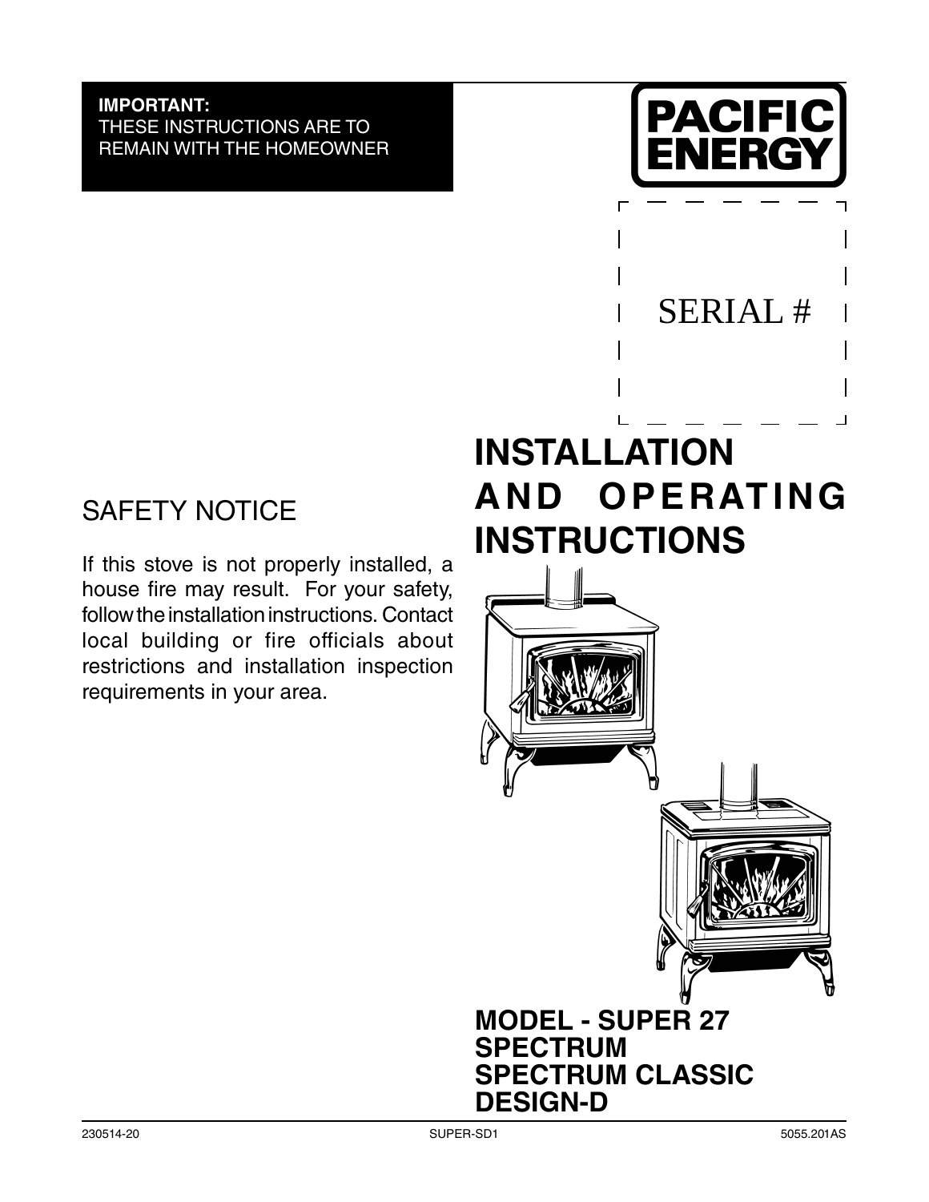**IMPORTANT:**
THESE INSTRUCTIONS ARE TO REMAIN WITH THE HOMEOWNER

PACIFIC ENERGY

SERIAL #

# INSTALLATION AND OPERATING INSTRUCTIONS

## SAFETY NOTICE

If this stove is not properly installed, a house fire may result. For your safety, follow the installation instructions. Contact local building or fire officials about restrictions and installation inspection requirements in your area.

## MODEL - SUPER 27
## SPECTRUM
## SPECTRUM CLASSIC
## DESIGN-D

230514-20 SUPER-SD1 5055.201AS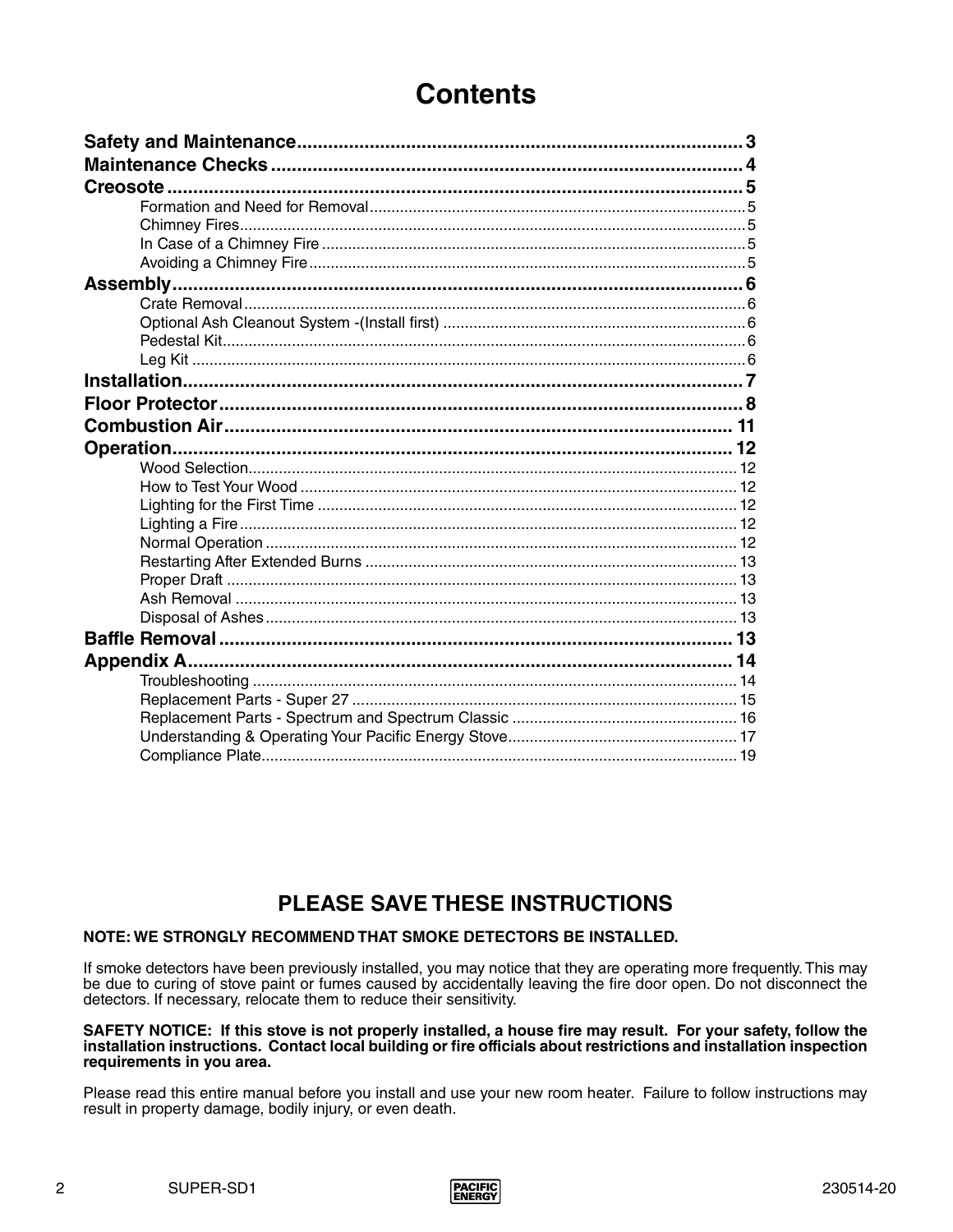# Contents

**Safety and Maintenance** .......... 3
**Maintenance Checks** .......... 4
**Creosote** .......... 5
- Formation and Need for Removal .......... 5
- Chimney Fires .......... 5
- In Case of a Chimney Fire .......... 5
- Avoiding a Chimney Fire .......... 5

**Assembly** .......... 6
- Crate Removal .......... 6
- Optional Ash Cleanout System -(Install first) .......... 6
- Pedestal Kit .......... 6
- Leg Kit .......... 6

**Installation** .......... 7
**Floor Protector** .......... 8
**Combustion Air** .......... 11
**Operation** .......... 12
- Wood Selection .......... 12
- How to Test Your Wood .......... 12
- Lighting for the First Time .......... 12
- Lighting a Fire .......... 12
- Normal Operation .......... 12
- Restarting After Extended Burns .......... 13
- Proper Draft .......... 13
- Ash Removal .......... 13
- Disposal of Ashes .......... 13

**Baffle Removal** .......... 13
**Appendix A** .......... 14
- Troubleshooting .......... 14
- Replacement Parts - Super 27 .......... 15
- Replacement Parts - Spectrum and Spectrum Classic .......... 16
- Understanding & Operating Your Pacific Energy Stove .......... 17
- Compliance Plate .......... 19

## PLEASE SAVE THESE INSTRUCTIONS

**NOTE: WE STRONGLY RECOMMEND THAT SMOKE DETECTORS BE INSTALLED.**

If smoke detectors have been previously installed, you may notice that they are operating more frequently. This may be due to curing of stove paint or fumes caused by accidentally leaving the fire door open. Do not disconnect the detectors. If necessary, relocate them to reduce their sensitivity.

**SAFETY NOTICE: If this stove is not properly installed, a house fire may result. For your safety, follow the installation instructions. Contact local building or fire officials about restrictions and installation inspection requirements in you area.**

Please read this entire manual before you install and use your new room heater. Failure to follow instructions may result in property damage, bodily injury, or even death.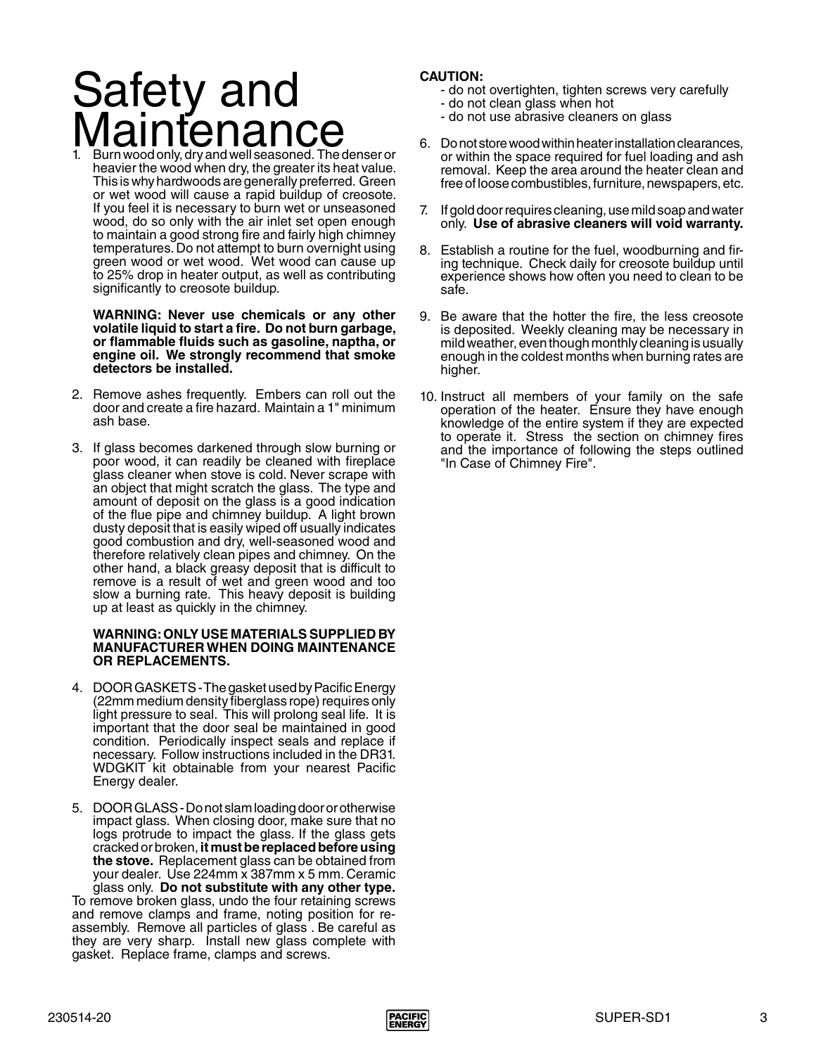# Safety and Maintenance

1. Burn wood only, dry and well seasoned. The denser or heavier the wood when dry, the greater its heat value. This is why hardwoods are generally preferred. Green or wet wood will cause a rapid buildup of creosote. If you feel it is necessary to burn wet or unseasoned wood, do so only with the air inlet set open enough to maintain a good strong fire and fairly high chimney temperatures. Do not attempt to burn overnight using green wood or wet wood. Wet wood can cause up to 25% drop in heater output, as well as contributing significantly to creosote buildup.

   **WARNING: Never use chemicals or any other volatile liquid to start a fire. Do not burn garbage, or flammable fluids such as gasoline, naptha, or engine oil. We strongly recommend that smoke detectors be installed.**

2. Remove ashes frequently. Embers can roll out the door and create a fire hazard. Maintain a 1" minimum ash base.

3. If glass becomes darkened through slow burning or poor wood, it can readily be cleaned with fireplace glass cleaner when stove is cold. Never scrape with an object that might scratch the glass. The type and amount of deposit on the glass is a good indication of the flue pipe and chimney buildup. A light brown dusty deposit that is easily wiped off usually indicates good combustion and dry, well-seasoned wood and therefore relatively clean pipes and chimney. On the other hand, a black greasy deposit that is difficult to remove is a result of wet and green wood and too slow a burning rate. This heavy deposit is building up at least as quickly in the chimney.

   **WARNING: ONLY USE MATERIALS SUPPLIED BY MANUFACTURER WHEN DOING MAINTENANCE OR REPLACEMENTS.**

4. DOOR GASKETS - The gasket used by Pacific Energy (22mm medium density fiberglass rope) requires only light pressure to seal. This will prolong seal life. It is important that the door seal be maintained in good condition. Periodically inspect seals and replace if necessary. Follow instructions included in the DR31. WDGKIT kit obtainable from your nearest Pacific Energy dealer.

5. DOOR GLASS - Do not slam loading door or otherwise impact glass. When closing door, make sure that no logs protrude to impact the glass. If the glass gets cracked or broken, **it must be replaced before using the stove.** Replacement glass can be obtained from your dealer. Use 224mm x 387mm x 5 mm. Ceramic glass only. **Do not substitute with any other type.**

To remove broken glass, undo the four retaining screws and remove clamps and frame, noting position for re-assembly. Remove all particles of glass . Be careful as they are very sharp. Install new glass complete with gasket. Replace frame, clamps and screws.

**CAUTION:**

- do not overtighten, tighten screws very carefully
- do not clean glass when hot
- do not use abrasive cleaners on glass

6. Do not store wood within heater installation clearances, or within the space required for fuel loading and ash removal. Keep the area around the heater clean and free of loose combustibles, furniture, newspapers, etc.

7. If gold door requires cleaning, use mild soap and water only. **Use of abrasive cleaners will void warranty.**

8. Establish a routine for the fuel, woodburning and firing technique. Check daily for creosote buildup until experience shows how often you need to clean to be safe.

9. Be aware that the hotter the fire, the less creosote is deposited. Weekly cleaning may be necessary in mild weather, even though monthly cleaning is usually enough in the coldest months when burning rates are higher.

10. Instruct all members of your family on the safe operation of the heater. Ensure they have enough knowledge of the entire system if they are expected to operate it. Stress the section on chimney fires and the importance of following the steps outlined "In Case of Chimney Fire".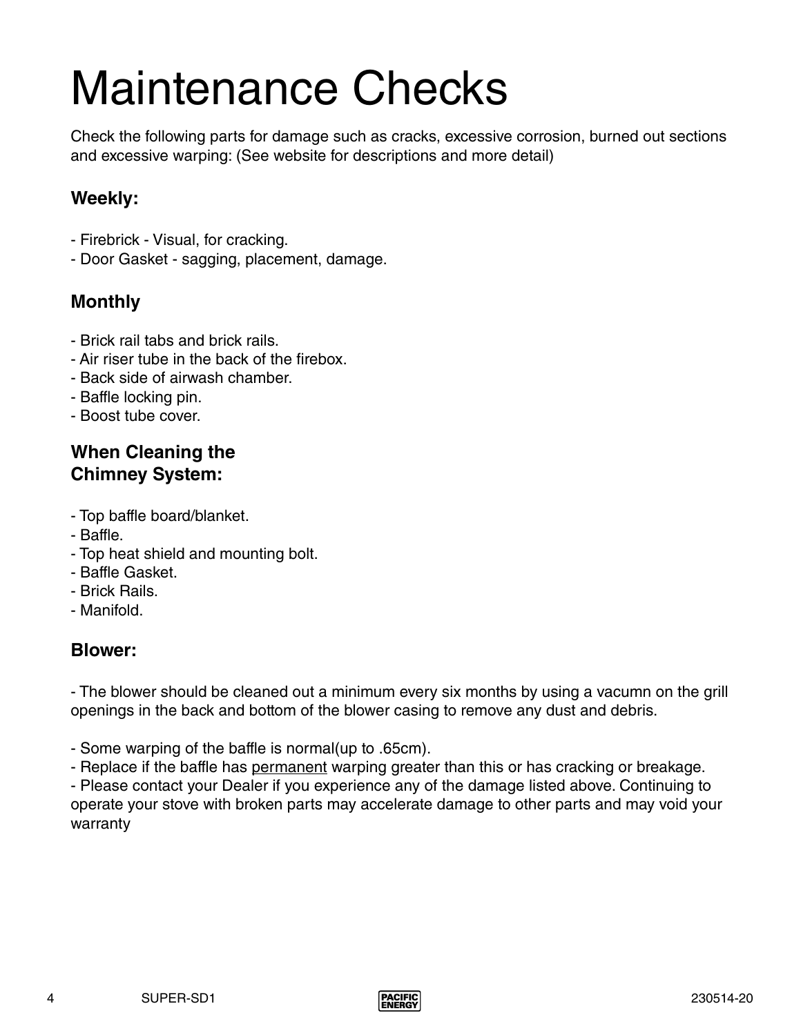# Maintenance Checks

Check the following parts for damage such as cracks, excessive corrosion, burned out sections and excessive warping: (See website for descriptions and more detail)

### Weekly:

- Firebrick - Visual, for cracking.
- Door Gasket - sagging, placement, damage.

### Monthly

- Brick rail tabs and brick rails.
- Air riser tube in the back of the firebox.
- Back side of airwash chamber.
- Baffle locking pin.
- Boost tube cover.

### When Cleaning the Chimney System:

- Top baffle board/blanket.
- Baffle.
- Top heat shield and mounting bolt.
- Baffle Gasket.
- Brick Rails.
- Manifold.

### Blower:

- The blower should be cleaned out a minimum every six months by using a vacumn on the grill openings in the back and bottom of the blower casing to remove any dust and debris.

- Some warping of the baffle is normal(up to .65cm).
- Replace if the baffle has <u>permanent</u> warping greater than this or has cracking or breakage.
- Please contact your Dealer if you experience any of the damage listed above. Continuing to operate your stove with broken parts may accelerate damage to other parts and may void your warranty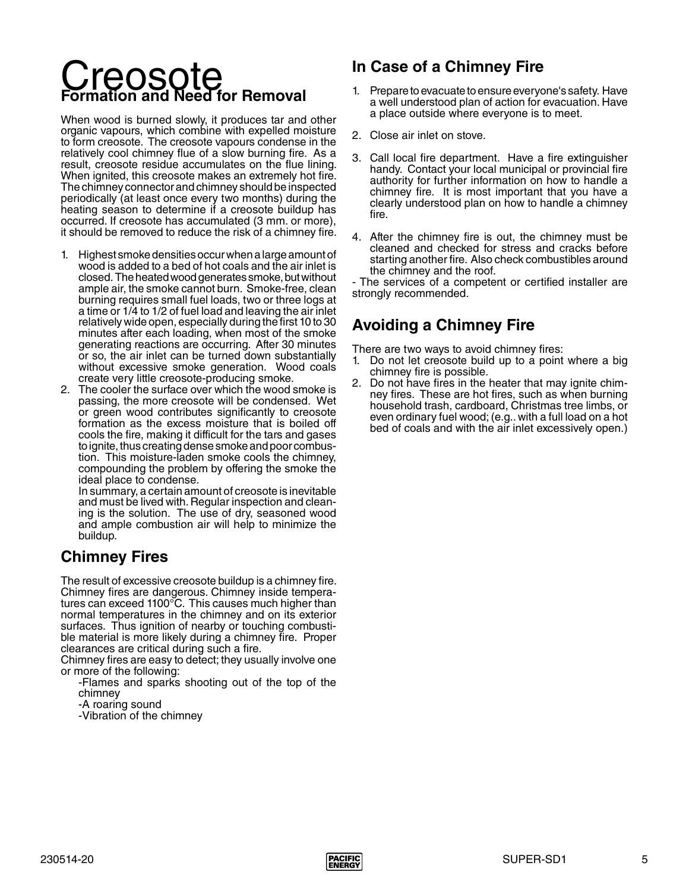# Creosote

## Formation and Need for Removal

When wood is burned slowly, it produces tar and other organic vapours, which combine with expelled moisture to form creosote. The creosote vapours condense in the relatively cool chimney flue of a slow burning fire. As a result, creosote residue accumulates on the flue lining. When ignited, this creosote makes an extremely hot fire. The chimney connector and chimney should be inspected periodically (at least once every two months) during the heating season to determine if a creosote buildup has occurred. If creosote has accumulated (3 mm. or more), it should be removed to reduce the risk of a chimney fire.

1. Highest smoke densities occur when a large amount of wood is added to a bed of hot coals and the air inlet is closed. The heated wood generates smoke, but without ample air, the smoke cannot burn. Smoke-free, clean burning requires small fuel loads, two or three logs at a time or 1/4 to 1/2 of fuel load and leaving the air inlet relatively wide open, especially during the first 10 to 30 minutes after each loading, when most of the smoke generating reactions are occurring. After 30 minutes or so, the air inlet can be turned down substantially without excessive smoke generation. Wood coals create very little creosote-producing smoke.
2. The cooler the surface over which the wood smoke is passing, the more creosote will be condensed. Wet or green wood contributes significantly to creosote formation as the excess moisture that is boiled off cools the fire, making it difficult for the tars and gases to ignite, thus creating dense smoke and poor combustion. This moisture-laden smoke cools the chimney, compounding the problem by offering the smoke the ideal place to condense.

   In summary, a certain amount of creosote is inevitable and must be lived with. Regular inspection and cleaning is the solution. The use of dry, seasoned wood and ample combustion air will help to minimize the buildup.

## Chimney Fires

The result of excessive creosote buildup is a chimney fire. Chimney fires are dangerous. Chimney inside temperatures can exceed 1100°C. This causes much higher than normal temperatures in the chimney and on its exterior surfaces. Thus ignition of nearby or touching combustible material is more likely during a chimney fire. Proper clearances are critical during such a fire.

Chimney fires are easy to detect; they usually involve one or more of the following:

-Flames and sparks shooting out of the top of the chimney
-A roaring sound
-Vibration of the chimney

## In Case of a Chimney Fire

1. Prepare to evacuate to ensure everyone's safety. Have a well understood plan of action for evacuation. Have a place outside where everyone is to meet.
2. Close air inlet on stove.
3. Call local fire department. Have a fire extinguisher handy. Contact your local municipal or provincial fire authority for further information on how to handle a chimney fire. It is most important that you have a clearly understood plan on how to handle a chimney fire.
4. After the chimney fire is out, the chimney must be cleaned and checked for stress and cracks before starting another fire. Also check combustibles around the chimney and the roof.

- The services of a competent or certified installer are strongly recommended.

## Avoiding a Chimney Fire

There are two ways to avoid chimney fires:

1. Do not let creosote build up to a point where a big chimney fire is possible.
2. Do not have fires in the heater that may ignite chimney fires. These are hot fires, such as when burning household trash, cardboard, Christmas tree limbs, or even ordinary fuel wood; (e.g.. with a full load on a hot bed of coals and with the air inlet excessively open.)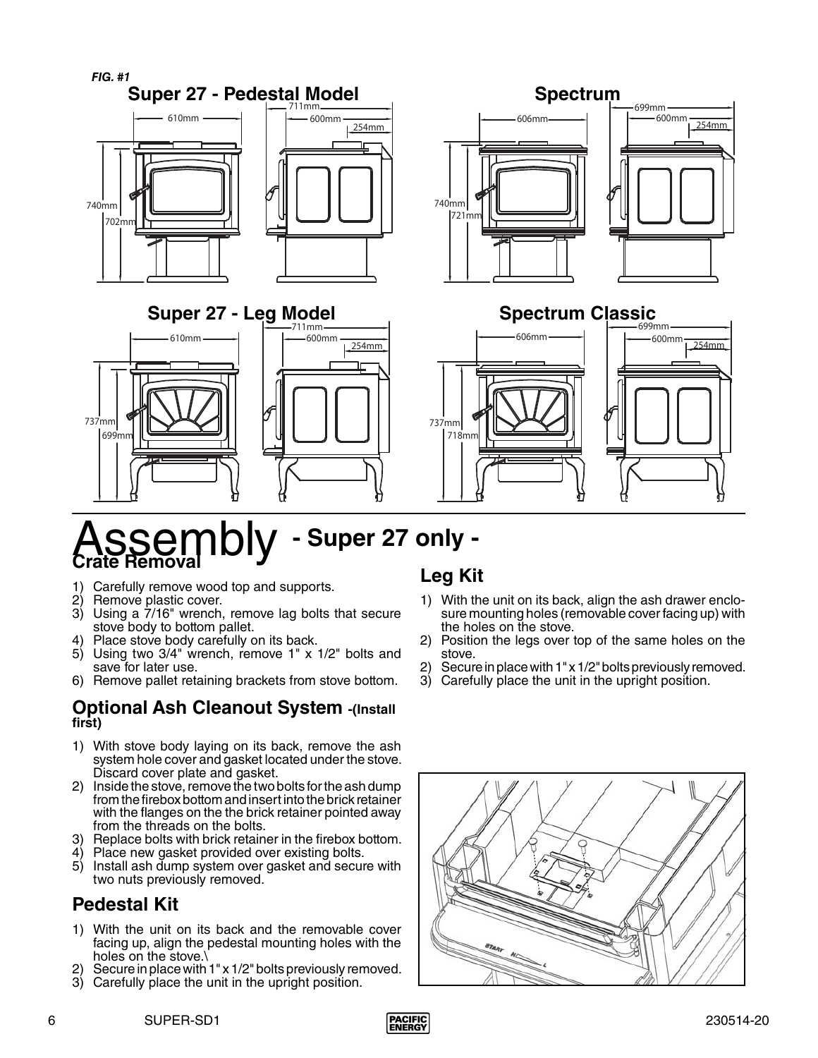*FIG. #1*

**Super 27 - Pedestal Model**

**Spectrum**

**Super 27 - Leg Model**

**Spectrum Classic**

# Assembly - Super 27 only -

## Crate Removal

1) Carefully remove wood top and supports.
2) Remove plastic cover.
3) Using a 7/16" wrench, remove lag bolts that secure stove body to bottom pallet.
4) Place stove body carefully on its back.
5) Using two 3/4" wrench, remove 1" x 1/2" bolts and save for later use.
6) Remove pallet retaining brackets from stove bottom.

## Optional Ash Cleanout System -(Install first)

1) With stove body laying on its back, remove the ash system hole cover and gasket located under the stove. Discard cover plate and gasket.
2) Inside the stove, remove the two bolts for the ash dump from the firebox bottom and insert into the brick retainer with the flanges on the the brick retainer pointed away from the threads on the bolts.
3) Replace bolts with brick retainer in the firebox bottom.
4) Place new gasket provided over existing bolts.
5) Install ash dump system over gasket and secure with two nuts previously removed.

## Pedestal Kit

1) With the unit on its back and the removable cover facing up, align the pedestal mounting holes with the holes on the stove.\
2) Secure in place with 1" x 1/2" bolts previously removed.
3) Carefully place the unit in the upright position.

## Leg Kit

1) With the unit on its back, align the ash drawer enclosure mounting holes (removable cover facing up) with the holes on the stove.
2) Position the legs over top of the same holes on the stove.
2) Secure in place with 1" x 1/2" bolts previously removed.
3) Carefully place the unit in the upright position.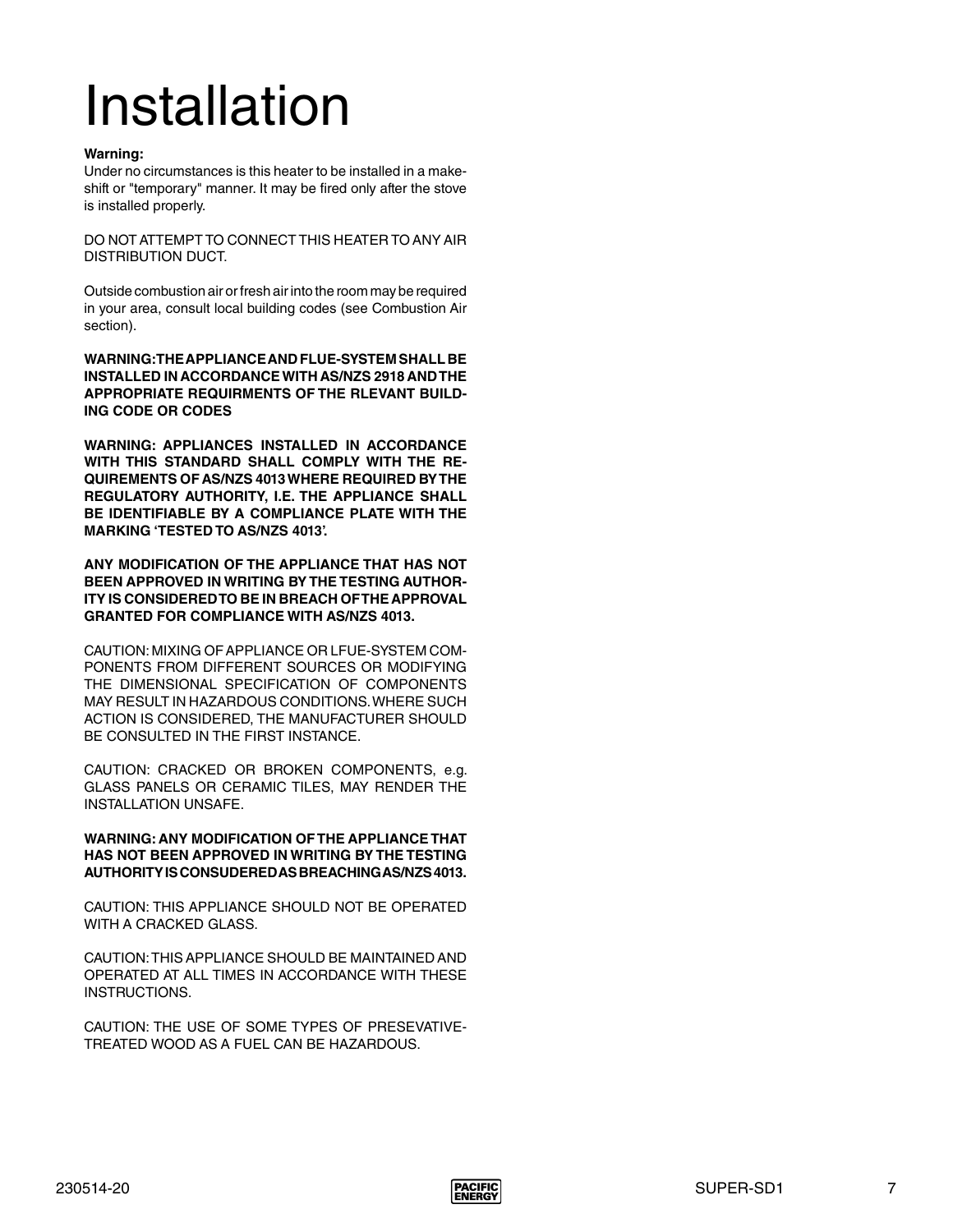# Installation

**Warning:**

Under no circumstances is this heater to be installed in a make-shift or "temporary" manner. It may be fired only after the stove is installed properly.

DO NOT ATTEMPT TO CONNECT THIS HEATER TO ANY AIR DISTRIBUTION DUCT.

Outside combustion air or fresh air into the room may be required in your area, consult local building codes (see Combustion Air section).

**WARNING:THE APPLIANCE AND FLUE-SYSTEM SHALL BE INSTALLED IN ACCORDANCE WITH AS/NZS 2918 AND THE APPROPRIATE REQUIRMENTS OF THE RLEVANT BUILDING CODE OR CODES**

**WARNING: APPLIANCES INSTALLED IN ACCORDANCE WITH THIS STANDARD SHALL COMPLY WITH THE REQUIREMENTS OF AS/NZS 4013 WHERE REQUIRED BY THE REGULATORY AUTHORITY, I.E. THE APPLIANCE SHALL BE IDENTIFIABLE BY A COMPLIANCE PLATE WITH THE MARKING 'TESTED TO AS/NZS 4013'.**

**ANY MODIFICATION OF THE APPLIANCE THAT HAS NOT BEEN APPROVED IN WRITING BY THE TESTING AUTHORITY IS CONSIDERED TO BE IN BREACH OF THE APPROVAL GRANTED FOR COMPLIANCE WITH AS/NZS 4013.**

CAUTION: MIXING OF APPLIANCE OR LFUE-SYSTEM COMPONENTS FROM DIFFERENT SOURCES OR MODIFYING THE DIMENSIONAL SPECIFICATION OF COMPONENTS MAY RESULT IN HAZARDOUS CONDITIONS. WHERE SUCH ACTION IS CONSIDERED, THE MANUFACTURER SHOULD BE CONSULTED IN THE FIRST INSTANCE.

CAUTION: CRACKED OR BROKEN COMPONENTS, e.g. GLASS PANELS OR CERAMIC TILES, MAY RENDER THE INSTALLATION UNSAFE.

**WARNING: ANY MODIFICATION OF THE APPLIANCE THAT HAS NOT BEEN APPROVED IN WRITING BY THE TESTING AUTHORITY IS CONSUDERED AS BREACHING AS/NZS 4013.**

CAUTION: THIS APPLIANCE SHOULD NOT BE OPERATED WITH A CRACKED GLASS.

CAUTION: THIS APPLIANCE SHOULD BE MAINTAINED AND OPERATED AT ALL TIMES IN ACCORDANCE WITH THESE INSTRUCTIONS.

CAUTION: THE USE OF SOME TYPES OF PRESEVATIVE-TREATED WOOD AS A FUEL CAN BE HAZARDOUS.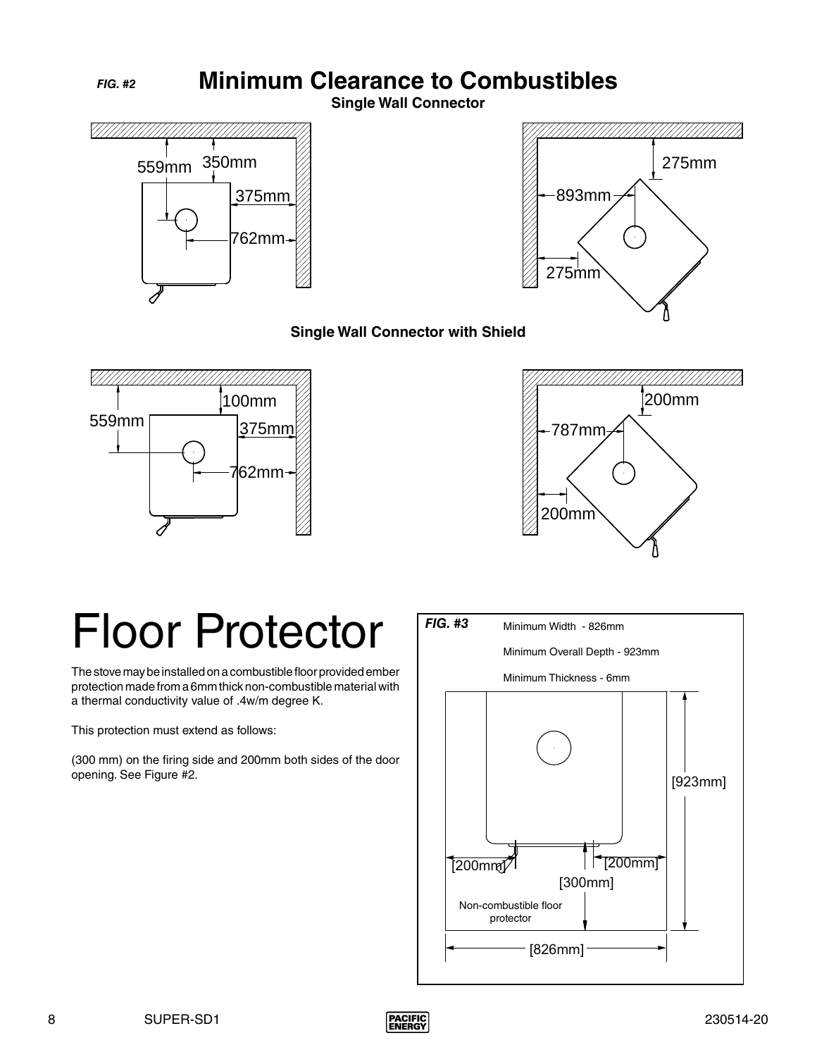*FIG. #2*

## Minimum Clearance to Combustibles

**Single Wall Connector**

559mm 350mm 375mm 762mm

275mm 893mm 275mm

**Single Wall Connector with Shield**

100mm 559mm 375mm 762mm

200mm 787mm 200mm

# Floor Protector

The stove may be installed on a combustible floor provided ember protection made from a 6mm thick non-combustible material with a thermal conductivity value of .4w/m degree K.

This protection must extend as follows:

(300 mm) on the firing side and 200mm both sides of the door opening. See Figure #2.

*FIG. #3*

Minimum Width - 826mm

Minimum Overall Depth - 923mm

Minimum Thickness - 6mm

[923mm]

[200mm] [200mm]

[300mm]

Non-combustible floor protector

[826mm]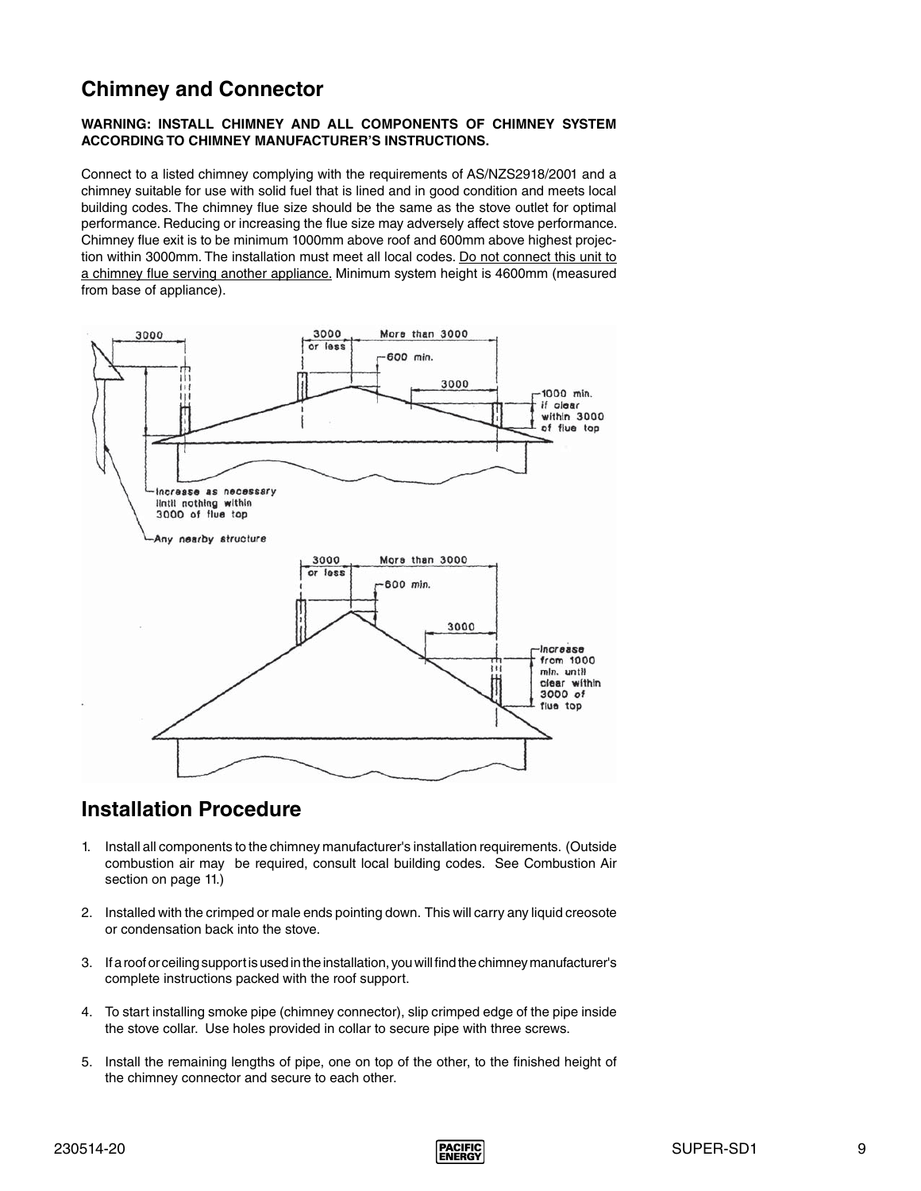## Chimney and Connector

**WARNING: INSTALL CHIMNEY AND ALL COMPONENTS OF CHIMNEY SYSTEM ACCORDING TO CHIMNEY MANUFACTURER'S INSTRUCTIONS.**

Connect to a listed chimney complying with the requirements of AS/NZS2918/2001 and a chimney suitable for use with solid fuel that is lined and in good condition and meets local building codes. The chimney flue size should be the same as the stove outlet for optimal performance. Reducing or increasing the flue size may adversely affect stove performance. Chimney flue exit is to be minimum 1000mm above roof and 600mm above highest projection within 3000mm. The installation must meet all local codes. Do not connect this unit to a chimney flue serving another appliance. Minimum system height is 4600mm (measured from base of appliance).

## Installation Procedure

1. Install all components to the chimney manufacturer's installation requirements. (Outside combustion air may be required, consult local building codes. See Combustion Air section on page 11.)

2. Installed with the crimped or male ends pointing down. This will carry any liquid creosote or condensation back into the stove.

3. If a roof or ceiling support is used in the installation, you will find the chimney manufacturer's complete instructions packed with the roof support.

4. To start installing smoke pipe (chimney connector), slip crimped edge of the pipe inside the stove collar. Use holes provided in collar to secure pipe with three screws.

5. Install the remaining lengths of pipe, one on top of the other, to the finished height of the chimney connector and secure to each other.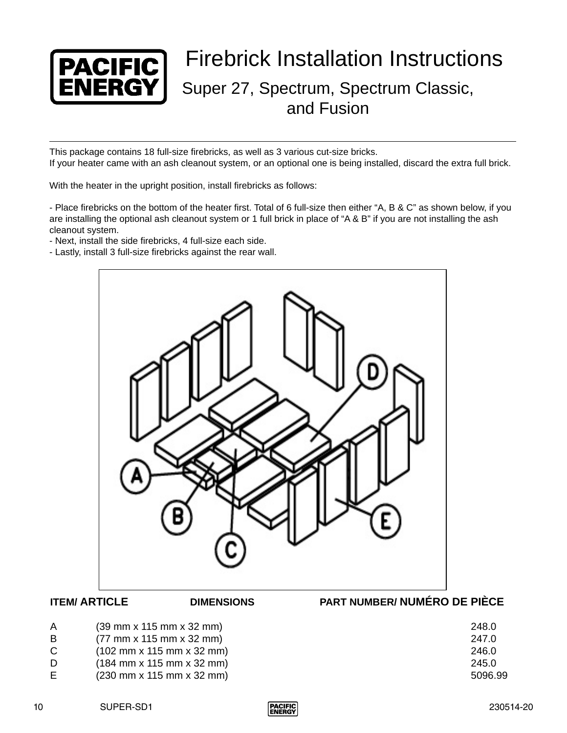# Firebrick Installation Instructions

## Super 27, Spectrum, Spectrum Classic, and Fusion

This package contains 18 full-size firebricks, as well as 3 various cut-size bricks.
If your heater came with an ash cleanout system, or an optional one is being installed, discard the extra full brick.

With the heater in the upright position, install firebricks as follows:

- Place firebricks on the bottom of the heater first. Total of 6 full-size then either "A, B & C" as shown below, if you are installing the optional ash cleanout system or 1 full brick in place of "A & B" if you are not installing the ash cleanout system.
- Next, install the side firebricks, 4 full-size each side.
- Lastly, install 3 full-size firebricks against the rear wall.

| ITEM/ ARTICLE | DIMENSIONS | PART NUMBER/ NUMÉRO DE PIÈCE |
|---|---|---|
| A | (39 mm x 115 mm x 32 mm) | 248.0 |
| B | (77 mm x 115 mm x 32 mm) | 247.0 |
| C | (102 mm x 115 mm x 32 mm) | 246.0 |
| D | (184 mm x 115 mm x 32 mm) | 245.0 |
| E | (230 mm x 115 mm x 32 mm) | 5096.99 |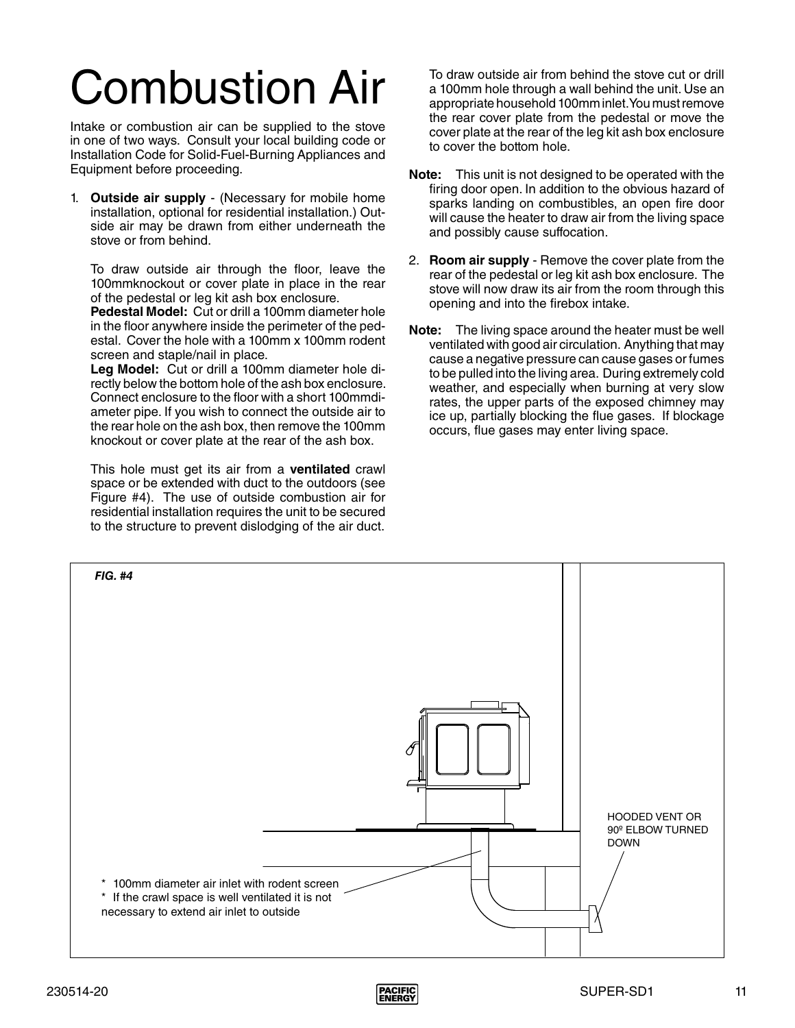# Combustion Air

Intake or combustion air can be supplied to the stove in one of two ways. Consult your local building code or Installation Code for Solid-Fuel-Burning Appliances and Equipment before proceeding.

1. **Outside air supply** - (Necessary for mobile home installation, optional for residential installation.) Outside air may be drawn from either underneath the stove or from behind.

   To draw outside air through the floor, leave the 100mmknockout or cover plate in place in the rear of the pedestal or leg kit ash box enclosure.
   **Pedestal Model:** Cut or drill a 100mm diameter hole in the floor anywhere inside the perimeter of the pedestal. Cover the hole with a 100mm x 100mm rodent screen and staple/nail in place.
   **Leg Model:** Cut or drill a 100mm diameter hole directly below the bottom hole of the ash box enclosure. Connect enclosure to the floor with a short 100mmdiameter pipe. If you wish to connect the outside air to the rear hole on the ash box, then remove the 100mm knockout or cover plate at the rear of the ash box.

   This hole must get its air from a **ventilated** crawl space or be extended with duct to the outdoors (see Figure #4). The use of outside combustion air for residential installation requires the unit to be secured to the structure to prevent dislodging of the air duct.

   To draw outside air from behind the stove cut or drill a 100mm hole through a wall behind the unit. Use an appropriate household 100mm inlet. You must remove the rear cover plate from the pedestal or move the cover plate at the rear of the leg kit ash box enclosure to cover the bottom hole.

**Note:** This unit is not designed to be operated with the firing door open. In addition to the obvious hazard of sparks landing on combustibles, an open fire door will cause the heater to draw air from the living space and possibly cause suffocation.

2. **Room air supply** - Remove the cover plate from the rear of the pedestal or leg kit ash box enclosure. The stove will now draw its air from the room through this opening and into the firebox intake.

**Note:** The living space around the heater must be well ventilated with good air circulation. Anything that may cause a negative pressure can cause gases or fumes to be pulled into the living area. During extremely cold weather, and especially when burning at very slow rates, the upper parts of the exposed chimney may ice up, partially blocking the flue gases. If blockage occurs, flue gases may enter living space.

*FIG. #4*

HOODED VENT OR 90º ELBOW TURNED DOWN

* 100mm diameter air inlet with rodent screen
* If the crawl space is well ventilated it is not necessary to extend air inlet to outside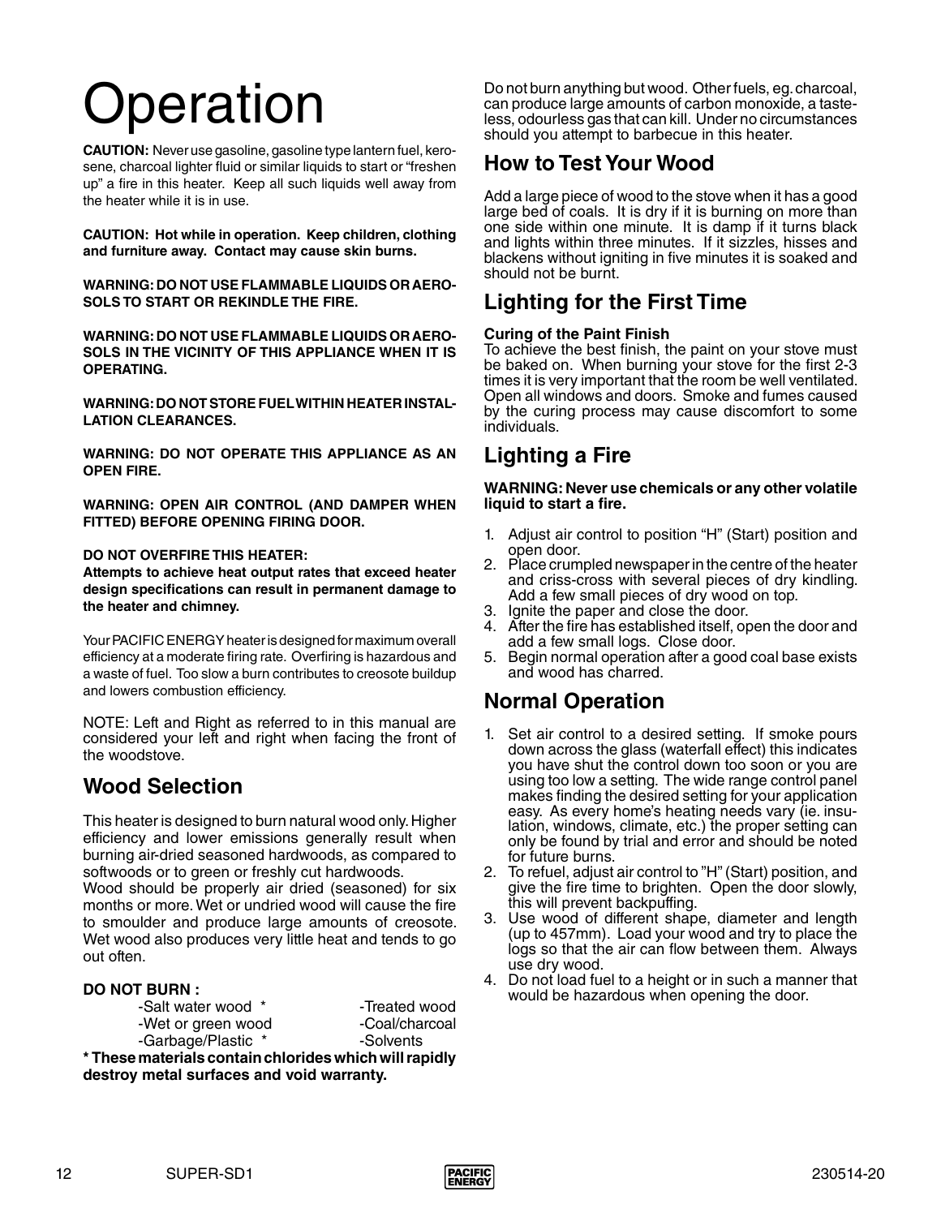// Operation

**CAUTION:** Never use gasoline, gasoline type lantern fuel, kerosene, charcoal lighter fluid or similar liquids to start or "freshen up" a fire in this heater. Keep all such liquids well away from the heater while it is in use.

**CAUTION: Hot while in operation. Keep children, clothing and furniture away. Contact may cause skin burns.**

**WARNING: DO NOT USE FLAMMABLE LIQUIDS OR AEROSOLS TO START OR REKINDLE THE FIRE.**

**WARNING: DO NOT USE FLAMMABLE LIQUIDS OR AEROSOLS IN THE VICINITY OF THIS APPLIANCE WHEN IT IS OPERATING.**

**WARNING: DO NOT STORE FUEL WITHIN HEATER INSTALLATION CLEARANCES.**

**WARNING: DO NOT OPERATE THIS APPLIANCE AS AN OPEN FIRE.**

**WARNING: OPEN AIR CONTROL (AND DAMPER WHEN FITTED) BEFORE OPENING FIRING DOOR.**

**DO NOT OVERFIRE THIS HEATER:**
**Attempts to achieve heat output rates that exceed heater design specifications can result in permanent damage to the heater and chimney.**

Your PACIFIC ENERGY heater is designed for maximum overall efficiency at a moderate firing rate. Overfiring is hazardous and a waste of fuel. Too slow a burn contributes to creosote buildup and lowers combustion efficiency.

NOTE: Left and Right as referred to in this manual are considered your left and right when facing the front of the woodstove.

## Wood Selection

This heater is designed to burn natural wood only. Higher efficiency and lower emissions generally result when burning air-dried seasoned hardwoods, as compared to softwoods or to green or freshly cut hardwoods.
Wood should be properly air dried (seasoned) for six months or more. Wet or undried wood will cause the fire to smoulder and produce large amounts of creosote. Wet wood also produces very little heat and tends to go out often.

**DO NOT BURN :**

- -Salt water wood *
- -Wet or green wood
- -Garbage/Plastic *
- -Treated wood
- -Coal/charcoal
- -Solvents

**\* These materials contain chlorides which will rapidly destroy metal surfaces and void warranty.**

Do not burn anything but wood. Other fuels, eg. charcoal, can produce large amounts of carbon monoxide, a tasteless, odourless gas that can kill. Under no circumstances should you attempt to barbecue in this heater.

## How to Test Your Wood

Add a large piece of wood to the stove when it has a good large bed of coals. It is dry if it is burning on more than one side within one minute. It is damp if it turns black and lights within three minutes. If it sizzles, hisses and blackens without igniting in five minutes it is soaked and should not be burnt.

## Lighting for the First Time

**Curing of the Paint Finish**
To achieve the best finish, the paint on your stove must be baked on. When burning your stove for the first 2-3 times it is very important that the room be well ventilated. Open all windows and doors. Smoke and fumes caused by the curing process may cause discomfort to some individuals.

## Lighting a Fire

**WARNING: Never use chemicals or any other volatile liquid to start a fire.**

1. Adjust air control to position "H" (Start) position and open door.
2. Place crumpled newspaper in the centre of the heater and criss-cross with several pieces of dry kindling. Add a few small pieces of dry wood on top.
3. Ignite the paper and close the door.
4. After the fire has established itself, open the door and add a few small logs. Close door.
5. Begin normal operation after a good coal base exists and wood has charred.

## Normal Operation

1. Set air control to a desired setting. If smoke pours down across the glass (waterfall effect) this indicates you have shut the control down too soon or you are using too low a setting. The wide range control panel makes finding the desired setting for your application easy. As every home's heating needs vary (ie. insulation, windows, climate, etc.) the proper setting can only be found by trial and error and should be noted for future burns.
2. To refuel, adjust air control to "H" (Start) position, and give the fire time to brighten. Open the door slowly, this will prevent backpuffing.
3. Use wood of different shape, diameter and length (up to 457mm). Load your wood and try to place the logs so that the air can flow between them. Always use dry wood.
4. Do not load fuel to a height or in such a manner that would be hazardous when opening the door.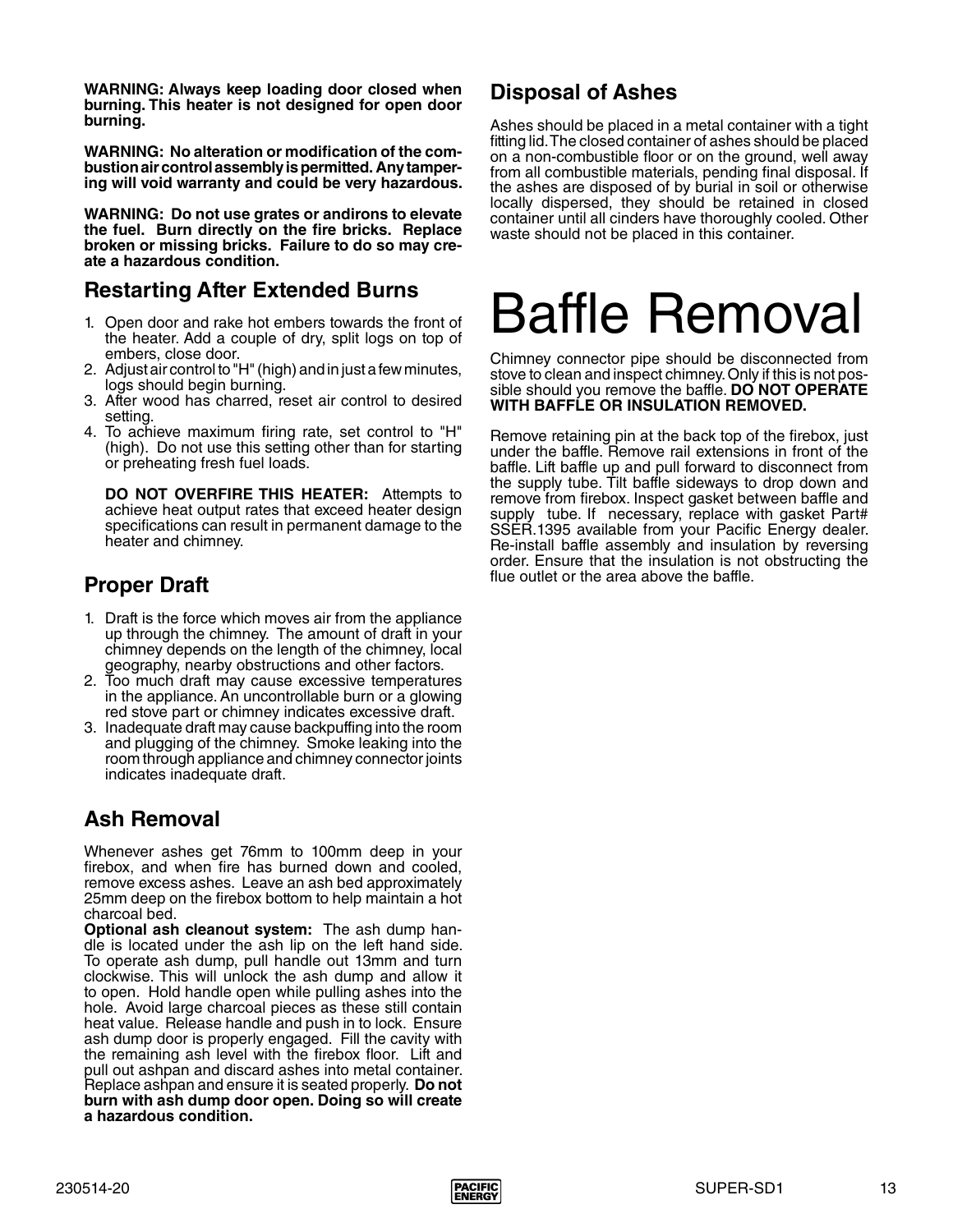**WARNING: Always keep loading door closed when burning. This heater is not designed for open door burning.**

**WARNING: No alteration or modification of the combustion air control assembly is permitted. Any tampering will void warranty and could be very hazardous.**

**WARNING: Do not use grates or andirons to elevate the fuel. Burn directly on the fire bricks. Replace broken or missing bricks. Failure to do so may create a hazardous condition.**

## Restarting After Extended Burns

1. Open door and rake hot embers towards the front of the heater. Add a couple of dry, split logs on top of embers, close door.
2. Adjust air control to "H" (high) and in just a few minutes, logs should begin burning.
3. After wood has charred, reset air control to desired setting.
4. To achieve maximum firing rate, set control to "H" (high). Do not use this setting other than for starting or preheating fresh fuel loads.

   **DO NOT OVERFIRE THIS HEATER:** Attempts to achieve heat output rates that exceed heater design specifications can result in permanent damage to the heater and chimney.

## Proper Draft

1. Draft is the force which moves air from the appliance up through the chimney. The amount of draft in your chimney depends on the length of the chimney, local geography, nearby obstructions and other factors.
2. Too much draft may cause excessive temperatures in the appliance. An uncontrollable burn or a glowing red stove part or chimney indicates excessive draft.
3. Inadequate draft may cause backpuffing into the room and plugging of the chimney. Smoke leaking into the room through appliance and chimney connector joints indicates inadequate draft.

## Ash Removal

Whenever ashes get 76mm to 100mm deep in your firebox, and when fire has burned down and cooled, remove excess ashes. Leave an ash bed approximately 25mm deep on the firebox bottom to help maintain a hot charcoal bed.

**Optional ash cleanout system:** The ash dump handle is located under the ash lip on the left hand side. To operate ash dump, pull handle out 13mm and turn clockwise. This will unlock the ash dump and allow it to open. Hold handle open while pulling ashes into the hole. Avoid large charcoal pieces as these still contain heat value. Release handle and push in to lock. Ensure ash dump door is properly engaged. Fill the cavity with the remaining ash level with the firebox floor. Lift and pull out ashpan and discard ashes into metal container. Replace ashpan and ensure it is seated properly. **Do not burn with ash dump door open. Doing so will create a hazardous condition.**

## Disposal of Ashes

Ashes should be placed in a metal container with a tight fitting lid. The closed container of ashes should be placed on a non-combustible floor or on the ground, well away from all combustible materials, pending final disposal. If the ashes are disposed of by burial in soil or otherwise locally dispersed, they should be retained in closed container until all cinders have thoroughly cooled. Other waste should not be placed in this container.

# Baffle Removal

Chimney connector pipe should be disconnected from stove to clean and inspect chimney. Only if this is not possible should you remove the baffle. **DO NOT OPERATE WITH BAFFLE OR INSULATION REMOVED.**

Remove retaining pin at the back top of the firebox, just under the baffle. Remove rail extensions in front of the baffle. Lift baffle up and pull forward to disconnect from the supply tube. Tilt baffle sideways to drop down and remove from firebox. Inspect gasket between baffle and supply tube. If necessary, replace with gasket Part# SSER.1395 available from your Pacific Energy dealer. Re-install baffle assembly and insulation by reversing order. Ensure that the insulation is not obstructing the flue outlet or the area above the baffle.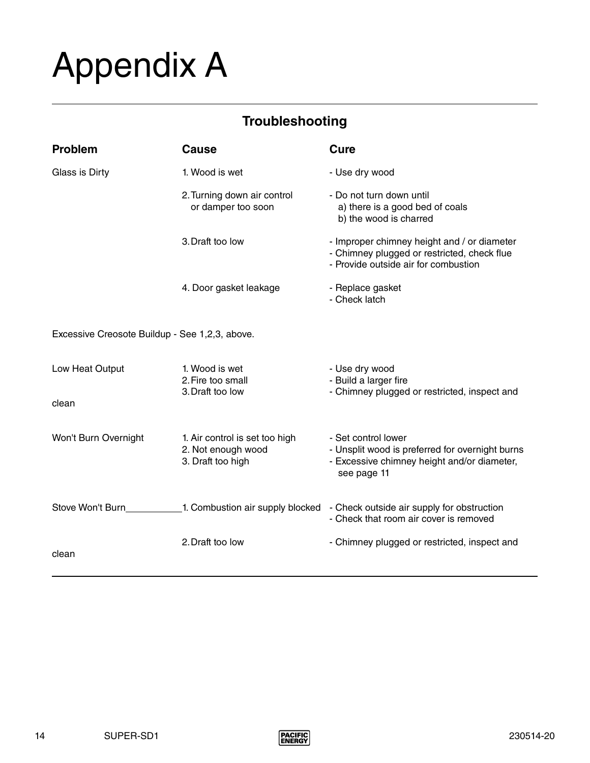# Appendix A

## Troubleshooting

| Problem | Cause | Cure |
|---|---|---|
| Glass is Dirty | 1. Wood is wet | - Use dry wood |
| | 2. Turning down air control or damper too soon | - Do not turn down until<br>a) there is a good bed of coals<br>b) the wood is charred |
| | 3. Draft too low | - Improper chimney height and / or diameter<br>- Chimney plugged or restricted, check flue<br>- Provide outside air for combustion |
| | 4. Door gasket leakage | - Replace gasket<br>- Check latch |
| Excessive Creosote Buildup - See 1,2,3, above. | | |
| Low Heat Output | 1. Wood is wet<br>2. Fire too small<br>3. Draft too low | - Use dry wood<br>- Build a larger fire<br>- Chimney plugged or restricted, inspect and clean |
| Won't Burn Overnight | 1. Air control is set too high<br>2. Not enough wood<br>3. Draft too high | - Set control lower<br>- Unsplit wood is preferred for overnight burns<br>- Excessive chimney height and/or diameter, see page 11 |
| Stove Won't Burn | 1. Combustion air supply blocked | - Check outside air supply for obstruction<br>- Check that room air cover is removed |
| | 2. Draft too low | - Chimney plugged or restricted, inspect and clean |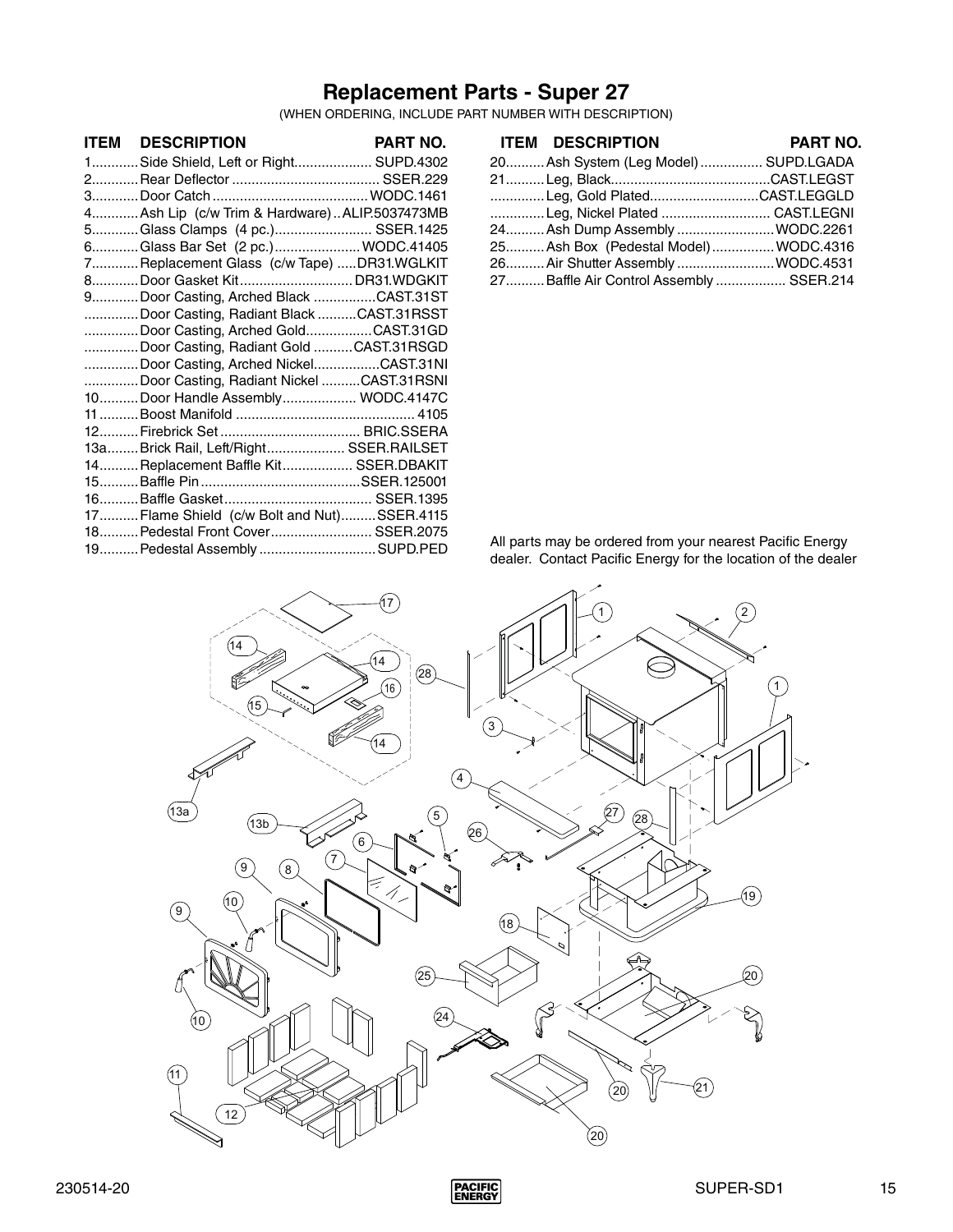# Replacement Parts - Super 27

(WHEN ORDERING, INCLUDE PART NUMBER WITH DESCRIPTION)

| ITEM | DESCRIPTION | PART NO. |
|---|---|---|
| 1 | Side Shield, Left or Right | SUPD.4302 |
| 2 | Rear Deflector | SSER.229 |
| 3 | Door Catch | WODC.1461 |
| 4 | Ash Lip (c/w Trim & Hardware) | ALIP.5037473MB |
| 5 | Glass Clamps (4 pc.) | SSER.1425 |
| 6 | Glass Bar Set (2 pc.) | WODC.41405 |
| 7 | Replacement Glass (c/w Tape) | DR31.WGLKIT |
| 8 | Door Gasket Kit | DR31.WDGKIT |
| 9 | Door Casting, Arched Black | CAST.31ST |
| | Door Casting, Radiant Black | CAST.31RSST |
| | Door Casting, Arched Gold | CAST.31GD |
| | Door Casting, Radiant Gold | CAST.31RSGD |
| | Door Casting, Arched Nickel | CAST.31NI |
| | Door Casting, Radiant Nickel | CAST.31RSNI |
| 10 | Door Handle Assembly | WODC.4147C |
| 11 | Boost Manifold | 4105 |
| 12 | Firebrick Set | BRIC.SSERA |
| 13a | Brick Rail, Left/Right | SSER.RAILSET |
| 14 | Replacement Baffle Kit | SSER.DBAKIT |
| 15 | Baffle Pin | SSER.125001 |
| 16 | Baffle Gasket | SSER.1395 |
| 17 | Flame Shield (c/w Bolt and Nut) | SSER.4115 |
| 18 | Pedestal Front Cover | SSER.2075 |
| 19 | Pedestal Assembly | SUPD.PED |
| 20 | Ash System (Leg Model) | SUPD.LGADA |
| 21 | Leg, Black | CAST.LEGST |
| | Leg, Gold Plated | CAST.LEGGLD |
| | Leg, Nickel Plated | CAST.LEGNI |
| 24 | Ash Dump Assembly | WODC.2261 |
| 25 | Ash Box (Pedestal Model) | WODC.4316 |
| 26 | Air Shutter Assembly | WODC.4531 |
| 27 | Baffle Air Control Assembly | SSER.214 |

All parts may be ordered from your nearest Pacific Energy dealer. Contact Pacific Energy for the location of the dealer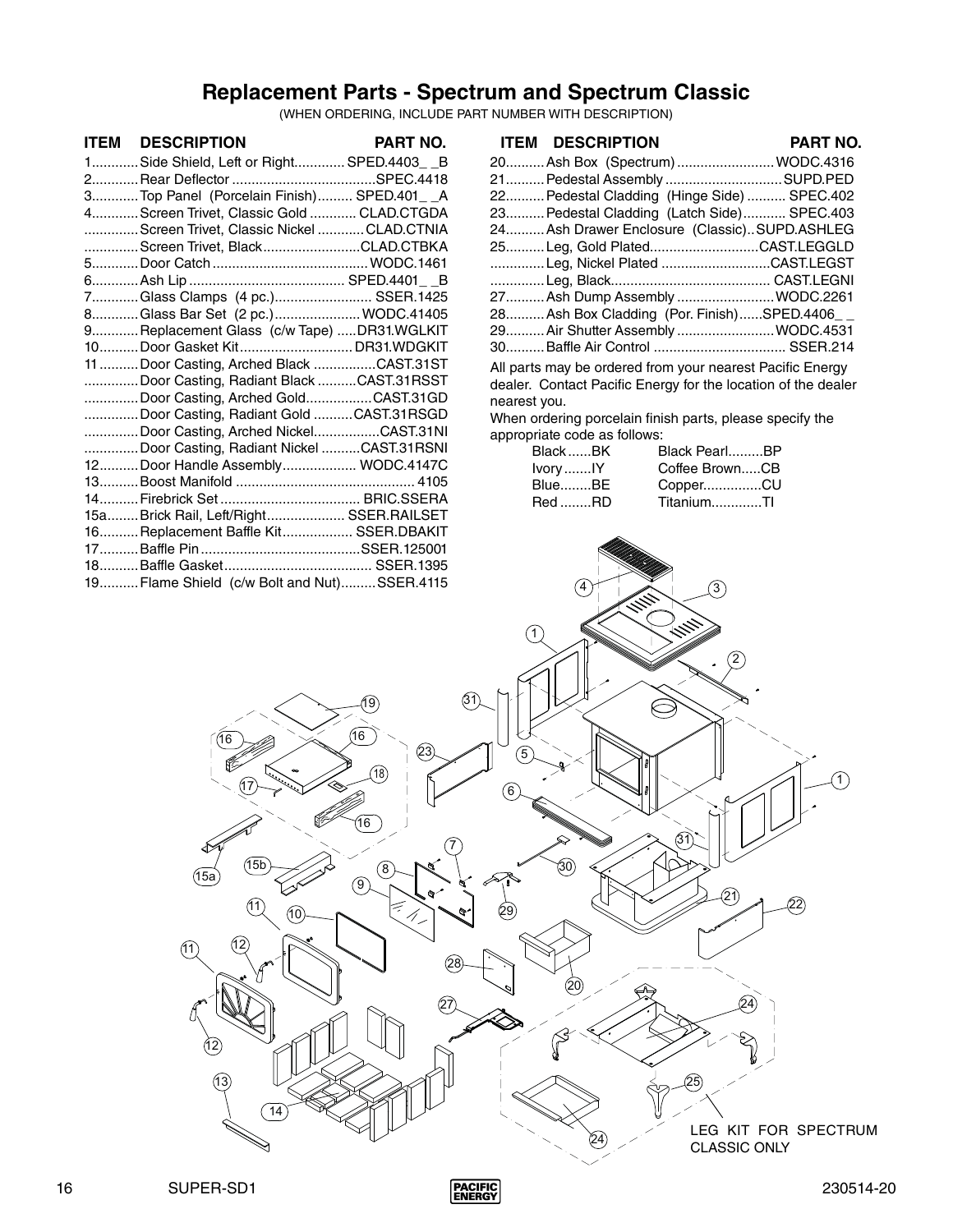# Replacement Parts - Spectrum and Spectrum Classic

(WHEN ORDERING, INCLUDE PART NUMBER WITH DESCRIPTION)

| ITEM | DESCRIPTION | PART NO. |
|---|---|---|
| 1 | Side Shield, Left or Right | SPED.4403_ _B |
| 2 | Rear Deflector | SPEC.4418 |
| 3 | Top Panel (Porcelain Finish) | SPED.401_ _A |
| 4 | Screen Trivet, Classic Gold | CLAD.CTGDA |
| | Screen Trivet, Classic Nickel | CLAD.CTNIA |
| | Screen Trivet, Black | CLAD.CTBKA |
| 5 | Door Catch | WODC.1461 |
| 6 | Ash Lip | SPED.4401_ _B |
| 7 | Glass Clamps (4 pc.) | SSER.1425 |
| 8 | Glass Bar Set (2 pc.) | WODC.41405 |
| 9 | Replacement Glass (c/w Tape) | DR31.WGLKIT |
| 10 | Door Gasket Kit | DR31.WDGKIT |
| 11 | Door Casting, Arched Black | CAST.31ST |
| | Door Casting, Radiant Black | CAST.31RSST |
| | Door Casting, Arched Gold | CAST.31GD |
| | Door Casting, Radiant Gold | CAST.31RSGD |
| | Door Casting, Arched Nickel | CAST.31NI |
| | Door Casting, Radiant Nickel | CAST.31RSNI |
| 12 | Door Handle Assembly | WODC.4147C |
| 13 | Boost Manifold | 4105 |
| 14 | Firebrick Set | BRIC.SSERA |
| 15a | Brick Rail, Left/Right | SSER.RAILSET |
| 16 | Replacement Baffle Kit | SSER.DBAKIT |
| 17 | Baffle Pin | SSER.125001 |
| 18 | Baffle Gasket | SSER.1395 |
| 19 | Flame Shield (c/w Bolt and Nut) | SSER.4115 |
| 20 | Ash Box (Spectrum) | WODC.4316 |
| 21 | Pedestal Assembly | SUPD.PED |
| 22 | Pedestal Cladding (Hinge Side) | SPEC.402 |
| 23 | Pedestal Cladding (Latch Side) | SPEC.403 |
| 24 | Ash Drawer Enclosure (Classic) | SUPD.ASHLEG |
| 25 | Leg, Gold Plated | CAST.LEGGLD |
| | Leg, Nickel Plated | CAST.LEGST |
| | Leg, Black | CAST.LEGNI |
| 27 | Ash Dump Assembly | WODC.2261 |
| 28 | Ash Box Cladding (Por. Finish) | SPED.4406_ _ |
| 29 | Air Shutter Assembly | WODC.4531 |
| 30 | Baffle Air Control | SSER.214 |

All parts may be ordered from your nearest Pacific Energy dealer. Contact Pacific Energy for the location of the dealer nearest you.

When ordering porcelain finish parts, please specify the appropriate code as follows:

| | | | |
|---|---|---|---|
| Black | BK | Black Pearl | BP |
| Ivory | IY | Coffee Brown | CB |
| Blue | BE | Copper | CU |
| Red | RD | Titanium | TI |

LEG KIT FOR SPECTRUM CLASSIC ONLY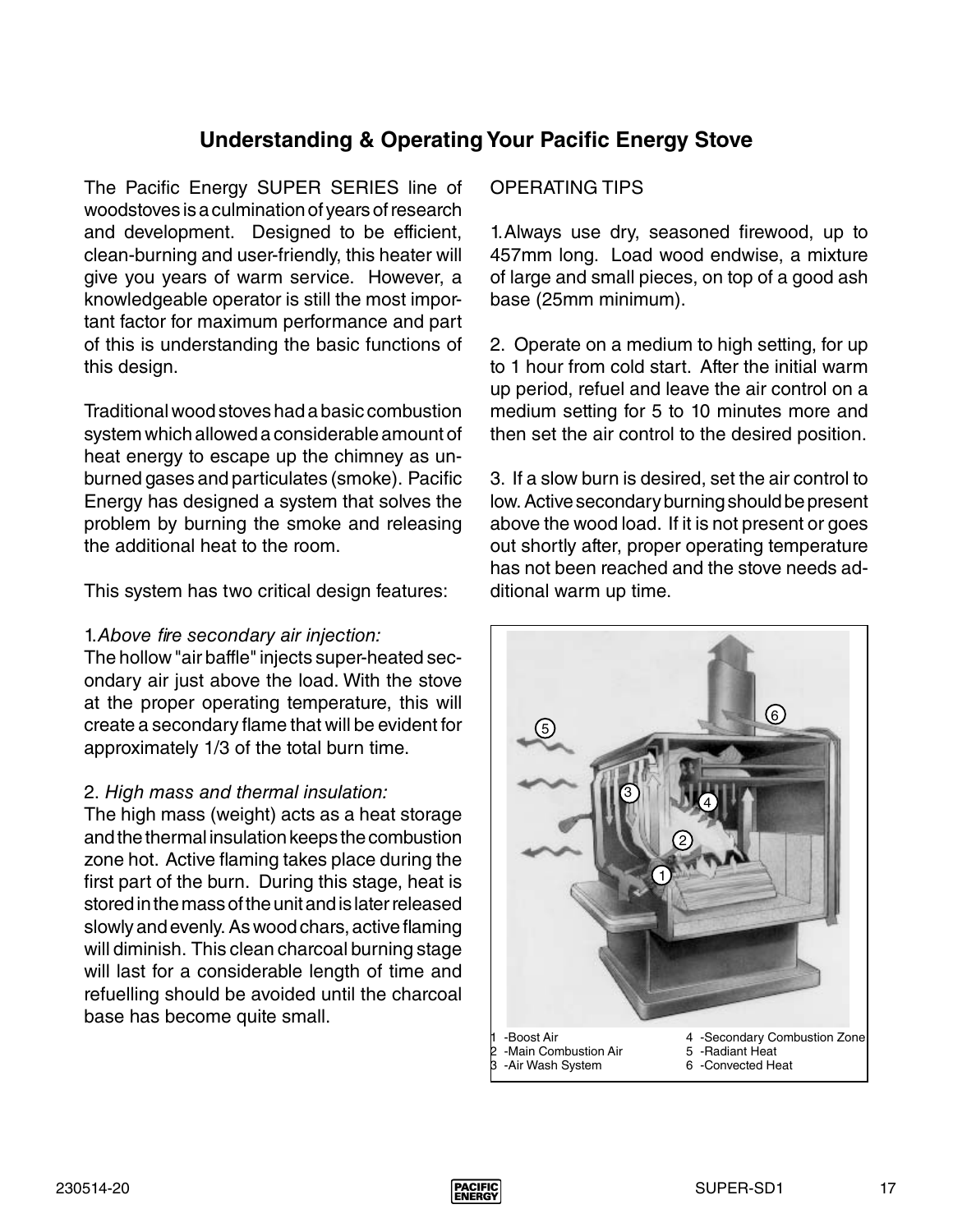## Understanding & Operating Your Pacific Energy Stove

The Pacific Energy SUPER SERIES line of woodstoves is a culmination of years of research and development. Designed to be efficient, clean-burning and user-friendly, this heater will give you years of warm service. However, a knowledgeable operator is still the most important factor for maximum performance and part of this is understanding the basic functions of this design.

Traditional wood stoves had a basic combustion system which allowed a considerable amount of heat energy to escape up the chimney as unburned gases and particulates (smoke). Pacific Energy has designed a system that solves the problem by burning the smoke and releasing the additional heat to the room.

This system has two critical design features:

1. *Above fire secondary air injection:*
The hollow "air baffle" injects super-heated secondary air just above the load. With the stove at the proper operating temperature, this will create a secondary flame that will be evident for approximately 1/3 of the total burn time.

2. *High mass and thermal insulation:*
The high mass (weight) acts as a heat storage and the thermal insulation keeps the combustion zone hot. Active flaming takes place during the first part of the burn. During this stage, heat is stored in the mass of the unit and is later released slowly and evenly. As wood chars, active flaming will diminish. This clean charcoal burning stage will last for a considerable length of time and refuelling should be avoided until the charcoal base has become quite small.

OPERATING TIPS

1. Always use dry, seasoned firewood, up to 457mm long. Load wood endwise, a mixture of large and small pieces, on top of a good ash base (25mm minimum).

2. Operate on a medium to high setting, for up to 1 hour from cold start. After the initial warm up period, refuel and leave the air control on a medium setting for 5 to 10 minutes more and then set the air control to the desired position.

3. If a slow burn is desired, set the air control to low. Active secondary burning should be present above the wood load. If it is not present or goes out shortly after, proper operating temperature has not been reached and the stove needs additional warm up time.

1 -Boost Air
2 -Main Combustion Air
3 -Air Wash System
4 -Secondary Combustion Zone
5 -Radiant Heat
6 -Convected Heat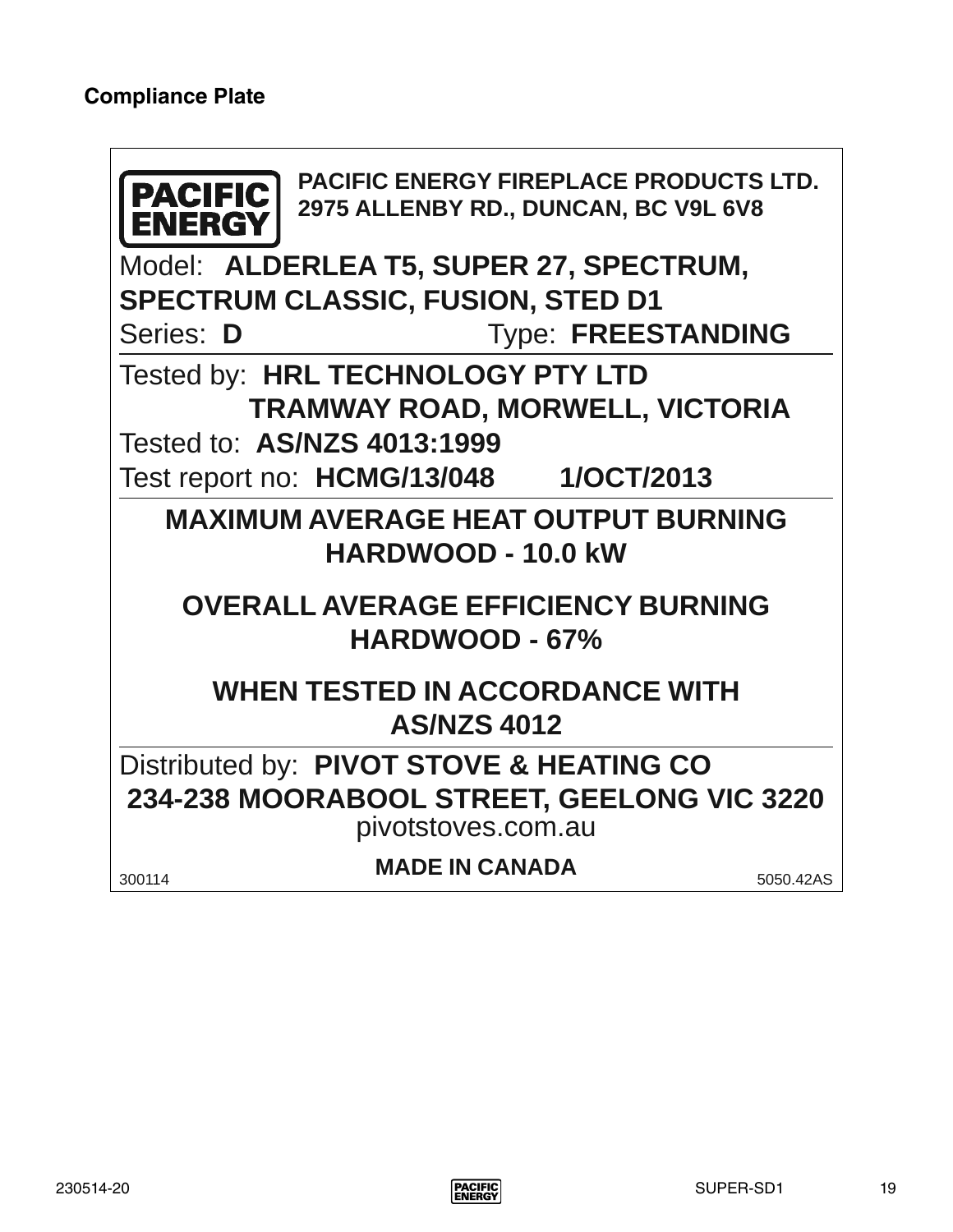## Compliance Plate

**PACIFIC ENERGY**

**PACIFIC ENERGY FIREPLACE PRODUCTS LTD.**
**2975 ALLENBY RD., DUNCAN, BC V9L 6V8**

Model: **ALDERLEA T5, SUPER 27, SPECTRUM, SPECTRUM CLASSIC, FUSION, STED D1**

Series: **D** Type: **FREESTANDING**

Tested by: **HRL TECHNOLOGY PTY LTD**
**TRAMWAY ROAD, MORWELL, VICTORIA**

Tested to: **AS/NZS 4013:1999**

Test report no: **HCMG/13/048 1/OCT/2013**

**MAXIMUM AVERAGE HEAT OUTPUT BURNING HARDWOOD - 10.0 kW**

**OVERALL AVERAGE EFFICIENCY BURNING HARDWOOD - 67%**

**WHEN TESTED IN ACCORDANCE WITH AS/NZS 4012**

Distributed by: **PIVOT STOVE & HEATING CO**
**234-238 MOORABOOL STREET, GEELONG VIC 3220**
pivotstoves.com.au

300114 **MADE IN CANADA** 5050.42AS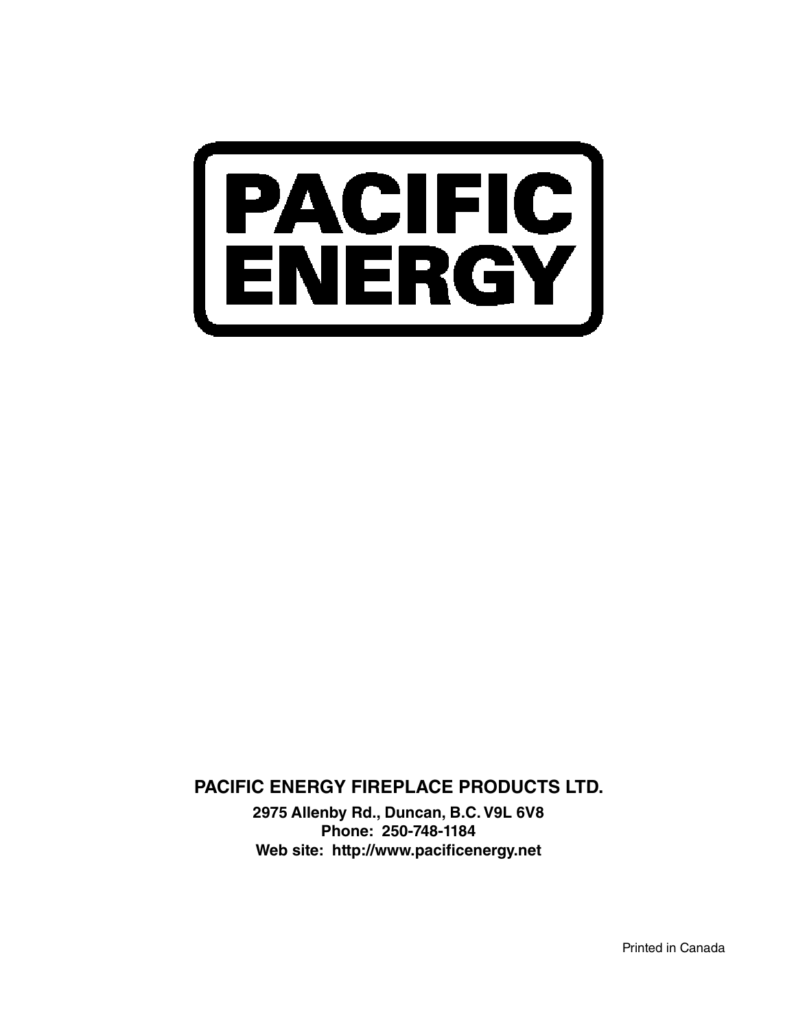PACIFIC ENERGY

**PACIFIC ENERGY FIREPLACE PRODUCTS LTD.**

**2975 Allenby Rd., Duncan, B.C. V9L 6V8**
**Phone: 250-748-1184**
**Web site: http://www.pacificenergy.net**

Printed in Canada